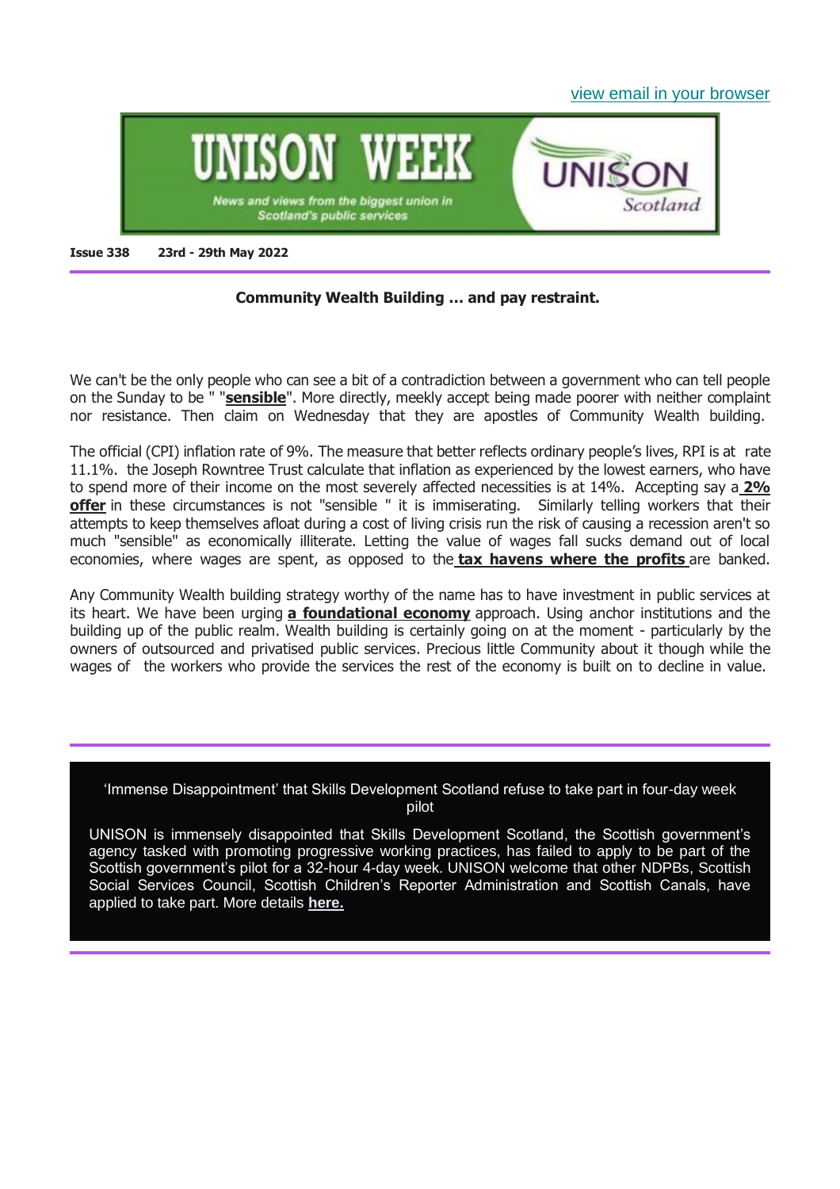view email in your browser

# UNISON WEEK

News and views from the biggest union in Scotland's public services

UNISON Scotland

**Issue 338 23rd - 29th May 2022**

---

## Community Wealth Building … and pay restraint.

We can't be the only people who can see a bit of a contradiction between a government who can tell people on the Sunday to be " "**sensible**". More directly, meekly accept being made poorer with neither complaint nor resistance. Then claim on Wednesday that they are apostles of Community Wealth building.

The official (CPI) inflation rate of 9%. The measure that better reflects ordinary people's lives, RPI is at rate 11.1%. the Joseph Rowntree Trust calculate that inflation as experienced by the lowest earners, who have to spend more of their income on the most severely affected necessities is at 14%. Accepting say a **2% offer** in these circumstances is not "sensible " it is immiserating. Similarly telling workers that their attempts to keep themselves afloat during a cost of living crisis run the risk of causing a recession aren't so much "sensible" as economically illiterate. Letting the value of wages fall sucks demand out of local economies, where wages are spent, as opposed to the **tax havens where the profits** are banked.

Any Community Wealth building strategy worthy of the name has to have investment in public services at its heart. We have been urging **a foundational economy** approach. Using anchor institutions and the building up of the public realm. Wealth building is certainly going on at the moment - particularly by the owners of outsourced and privatised public services. Precious little Community about it though while the wages of the workers who provide the services the rest of the economy is built on to decline in value.

---

### 'Immense Disappointment' that Skills Development Scotland refuse to take part in four-day week pilot

UNISON is immensely disappointed that Skills Development Scotland, the Scottish government's agency tasked with promoting progressive working practices, has failed to apply to be part of the Scottish government's pilot for a 32-hour 4-day week. UNISON welcome that other NDPBs, Scottish Social Services Council, Scottish Children's Reporter Administration and Scottish Canals, have applied to take part. More details **here.**

---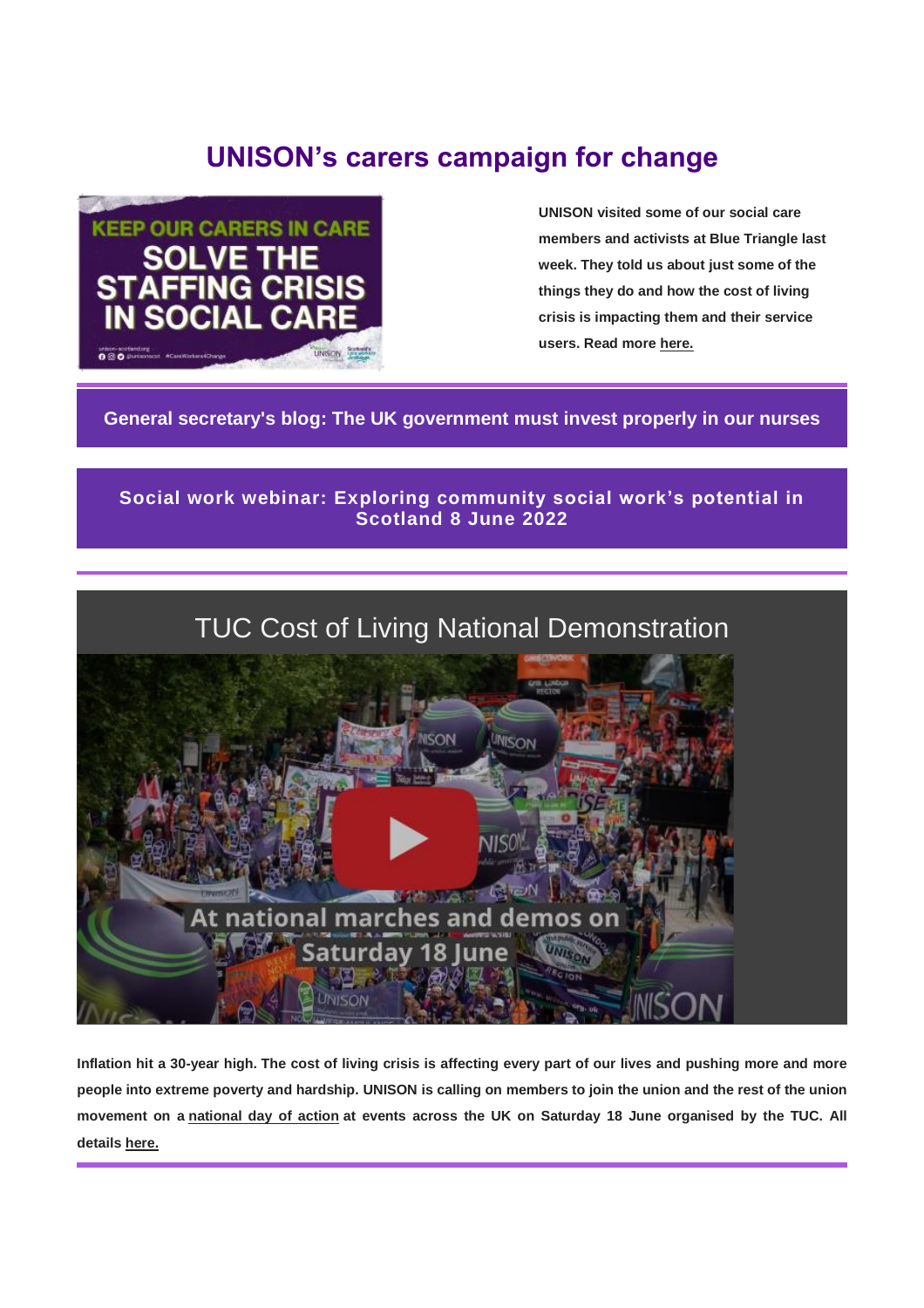# UNISON's carers campaign for change

**UNISON visited some of our social care members and activists at Blue Triangle last week. They told us about just some of the things they do and how the cost of living crisis is impacting them and their service users. Read more here.**

**General secretary's blog: The UK government must invest properly in our nurses**

**Social work webinar: Exploring community social work's potential in Scotland 8 June 2022**

## TUC Cost of Living National Demonstration

**Inflation hit a 30-year high. The cost of living crisis is affecting every part of our lives and pushing more and more people into extreme poverty and hardship. UNISON is calling on members to join the union and the rest of the union movement on a national day of action at events across the UK on Saturday 18 June organised by the TUC. All details here.**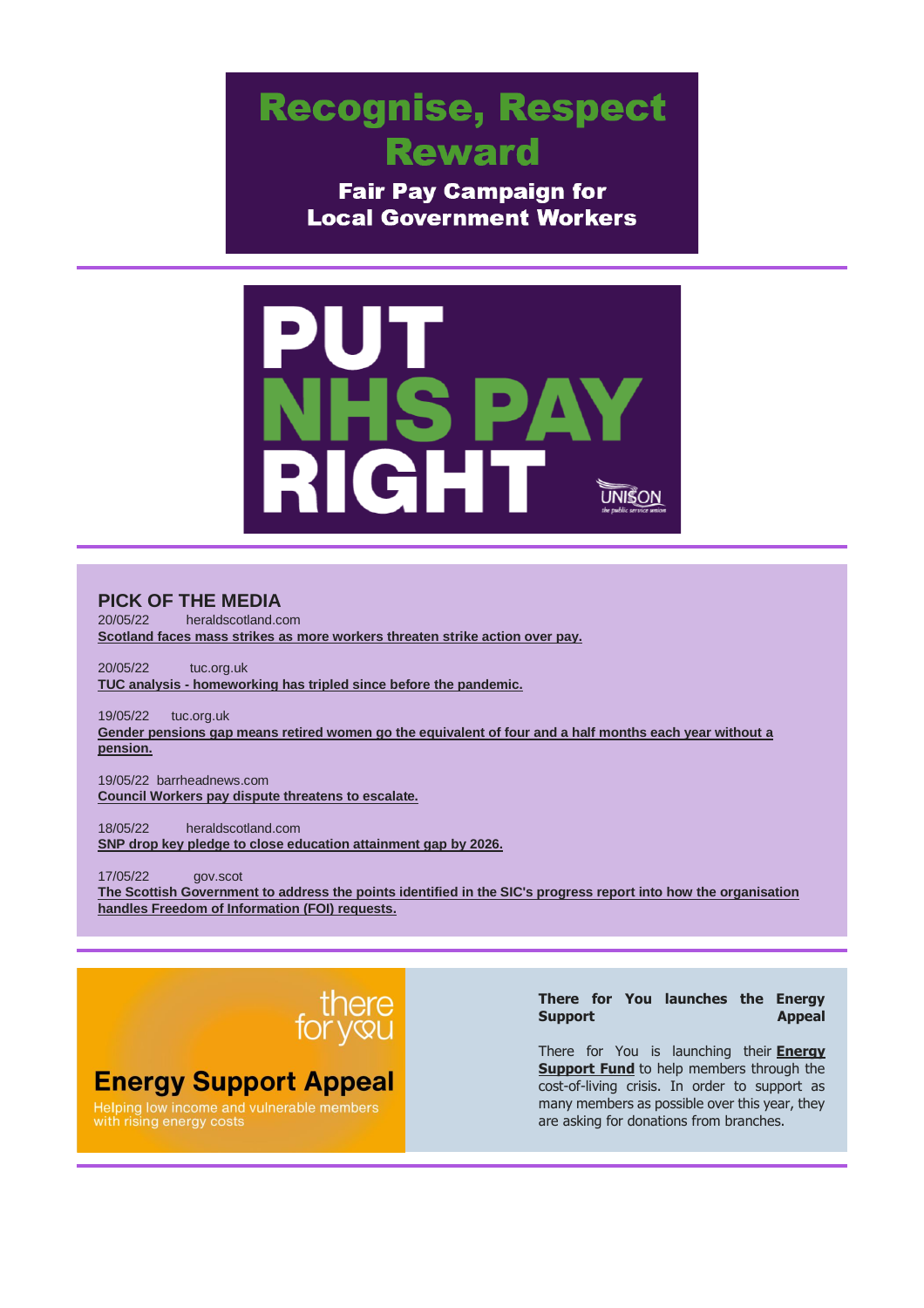# Recognise, Respect Reward

## Fair Pay Campaign for Local Government Workers

---

# PUT NHS PAY RIGHT

UNISON the public service union

---

## PICK OF THE MEDIA

20/05/22 heraldscotland.com
**Scotland faces mass strikes as more workers threaten strike action over pay.**

20/05/22 tuc.org.uk
**TUC analysis - homeworking has tripled since before the pandemic.**

19/05/22 tuc.org.uk
**Gender pensions gap means retired women go the equivalent of four and a half months each year without a pension.**

19/05/22 barrheadnews.com
**Council Workers pay dispute threatens to escalate.**

18/05/22 heraldscotland.com
**SNP drop key pledge to close education attainment gap by 2026.**

17/05/22 gov.scot
**The Scottish Government to address the points identified in the SIC's progress report into how the organisation handles Freedom of Information (FOI) requests.**

---

there for you

## Energy Support Appeal

Helping low income and vulnerable members with rising energy costs

**There for You launches the Energy Support Appeal**

There for You is launching their **Energy Support Fund** to help members through the cost-of-living crisis. In order to support as many members as possible over this year, they are asking for donations from branches.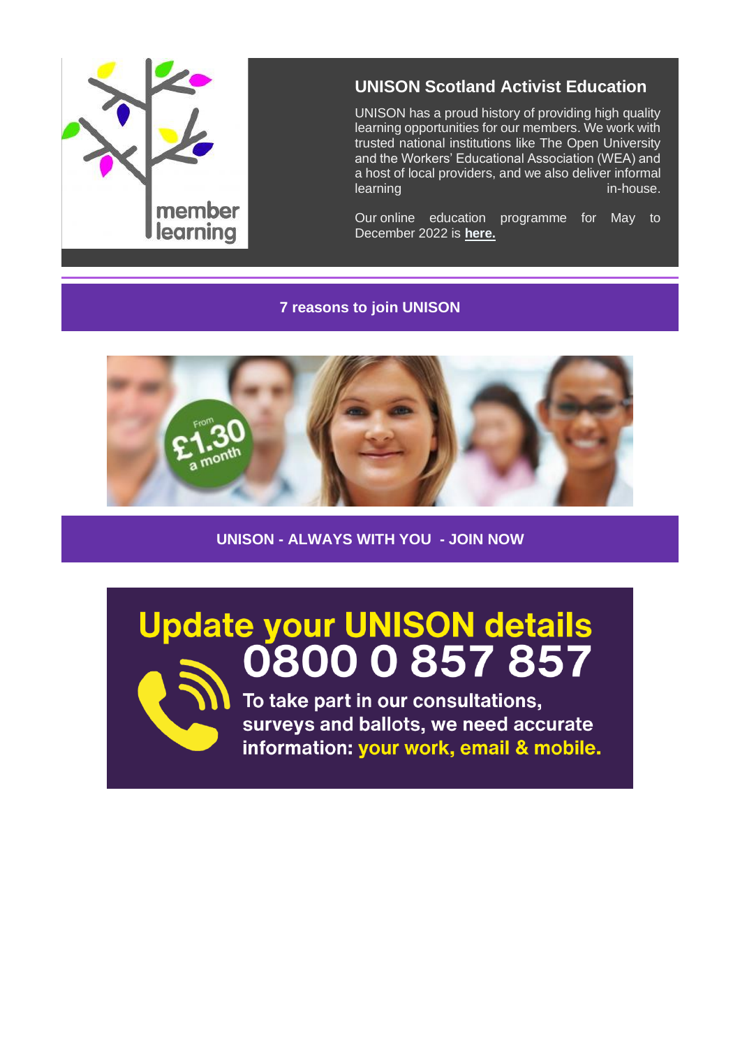## UNISON Scotland Activist Education

UNISON has a proud history of providing high quality learning opportunities for our members. We work with trusted national institutions like The Open University and the Workers' Educational Association (WEA) and a host of local providers, and we also deliver informal learning in-house.

Our online education programme for May to December 2022 is **here.**

**7 reasons to join UNISON**

**UNISON - ALWAYS WITH YOU - JOIN NOW**